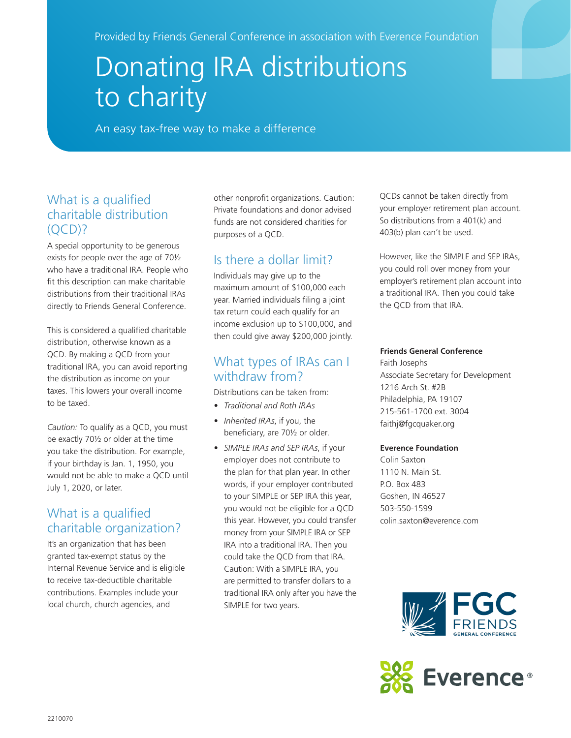Provided by Friends General Conference in association with Everence Foundation

# Donating IRA distributions to charity

An easy tax-free way to make a difference

## What is a qualified charitable distribution (QCD)?

A special opportunity to be generous exists for people over the age of 70½ who have a traditional IRA. People who fit this description can make charitable distributions from their traditional IRAs directly to Friends General Conference.

This is considered a qualified charitable distribution, otherwise known as a QCD. By making a QCD from your traditional IRA, you can avoid reporting the distribution as income on your taxes. This lowers your overall income to be taxed.

*Caution:* To qualify as a QCD, you must be exactly 70½ or older at the time you take the distribution. For example, if your birthday is Jan. 1, 1950, you would not be able to make a QCD until July 1, 2020, or later.

## What is a qualified charitable organization?

It's an organization that has been granted tax-exempt status by the Internal Revenue Service and is eligible to receive tax-deductible charitable contributions. Examples include your local church, church agencies, and other nonprofit organizations. Caution: Private foundations and donor advised funds are not considered charities for purposes of a QCD.

## Is there a dollar limit?

Individuals may give up to the maximum amount of $100,000 each year. Married individuals filing a joint tax return could each qualify for an income exclusion up to $100,000, and then could give away $200,000 jointly.

## What types of IRAs can I withdraw from?

Distributions can be taken from:

- *Traditional and Roth IRAs*
- *Inherited IRAs*, if you, the beneficiary, are 70½ or older.
- *SIMPLE IRAs and SEP IRAs*, if your employer does not contribute to the plan for that plan year. In other words, if your employer contributed to your SIMPLE or SEP IRA this year, you would not be eligible for a QCD this year. However, you could transfer money from your SIMPLE IRA or SEP IRA into a traditional IRA. Then you could take the QCD from that IRA. Caution: With a SIMPLE IRA, you are permitted to transfer dollars to a traditional IRA only after you have the SIMPLE for two years.

QCDs cannot be taken directly from your employer retirement plan account. So distributions from a 401(k) and 403(b) plan can't be used.

However, like the SIMPLE and SEP IRAs, you could roll over money from your employer's retirement plan account into a traditional IRA. Then you could take the QCD from that IRA.

**Friends General Conference**
Faith Josephs
Associate Secretary for Development
1216 Arch St. #2B
Philadelphia, PA 19107
215-561-1700 ext. 3004
faithj@fgcquaker.org

**Everence Foundation**
Colin Saxton
1110 N. Main St.
P.O. Box 483
Goshen, IN 46527
503-550-1599
colin.saxton@everence.com

FGC FRIENDS GENERAL CONFERENCE

Everence®

2210070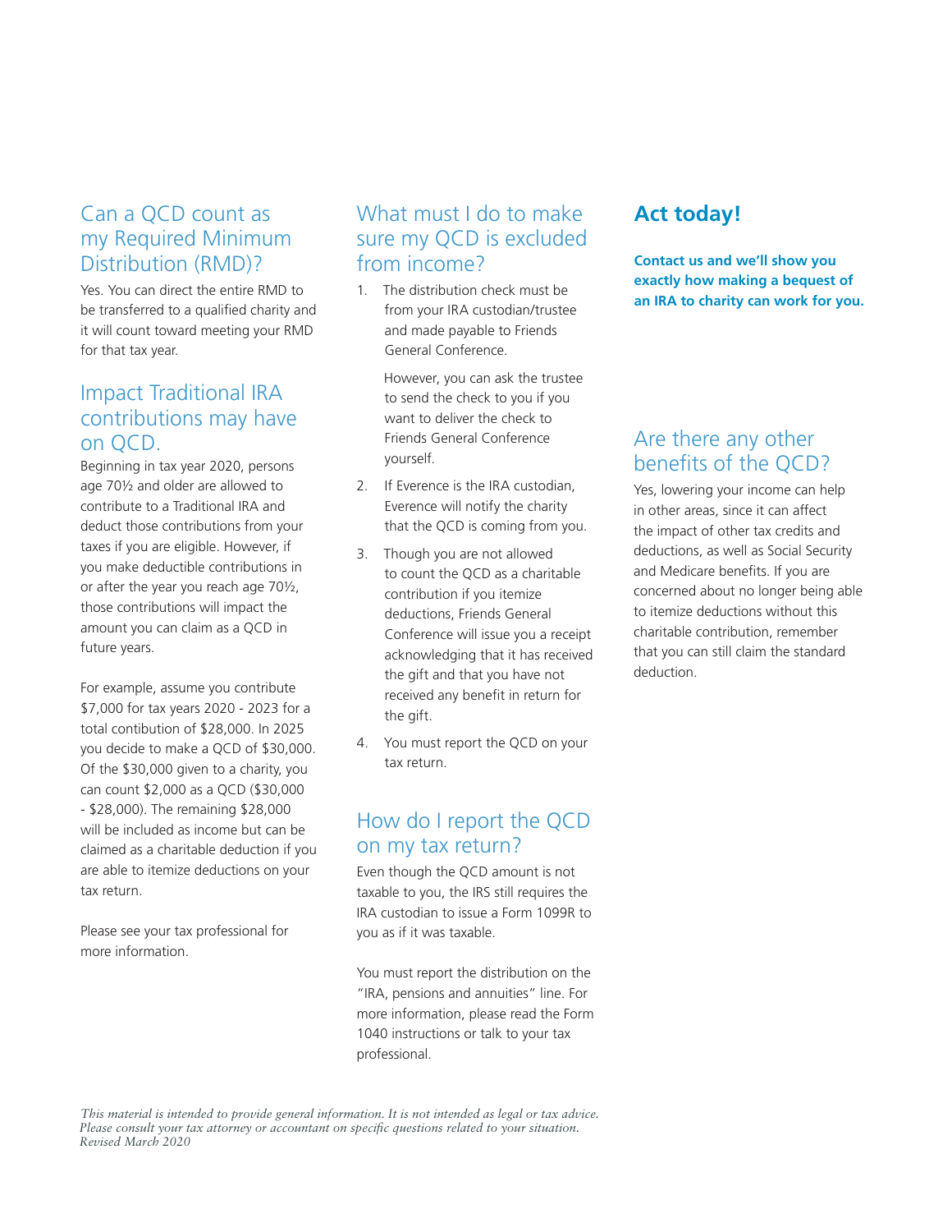## Can a QCD count as my Required Minimum Distribution (RMD)?

Yes. You can direct the entire RMD to be transferred to a qualified charity and it will count toward meeting your RMD for that tax year.

## Impact Traditional IRA contributions may have on QCD.

Beginning in tax year 2020, persons age 70½ and older are allowed to contribute to a Traditional IRA and deduct those contributions from your taxes if you are eligible. However, if you make deductible contributions in or after the year you reach age 70½, those contributions will impact the amount you can claim as a QCD in future years.

For example, assume you contribute $7,000 for tax years 2020 - 2023 for a total contibution of $28,000. In 2025 you decide to make a QCD of $30,000. Of the $30,000 given to a charity, you can count $2,000 as a QCD ($30,000 - $28,000). The remaining $28,000 will be included as income but can be claimed as a charitable deduction if you are able to itemize deductions on your tax return.

Please see your tax professional for more information.

## What must I do to make sure my QCD is excluded from income?

1. The distribution check must be from your IRA custodian/trustee and made payable to Friends General Conference.

   However, you can ask the trustee to send the check to you if you want to deliver the check to Friends General Conference yourself.

2. If Everence is the IRA custodian, Everence will notify the charity that the QCD is coming from you.

3. Though you are not allowed to count the QCD as a charitable contribution if you itemize deductions, Friends General Conference will issue you a receipt acknowledging that it has received the gift and that you have not received any benefit in return for the gift.

4. You must report the QCD on your tax return.

## How do I report the QCD on my tax return?

Even though the QCD amount is not taxable to you, the IRS still requires the IRA custodian to issue a Form 1099R to you as if it was taxable.

You must report the distribution on the "IRA, pensions and annuities" line. For more information, please read the Form 1040 instructions or talk to your tax professional.

## Act today!

**Contact us and we'll show you exactly how making a bequest of an IRA to charity can work for you.**

## Are there any other benefits of the QCD?

Yes, lowering your income can help in other areas, since it can affect the impact of other tax credits and deductions, as well as Social Security and Medicare benefits. If you are concerned about no longer being able to itemize deductions without this charitable contribution, remember that you can still claim the standard deduction.

*This material is intended to provide general information. It is not intended as legal or tax advice. Please consult your tax attorney or accountant on specific questions related to your situation. Revised March 2020*